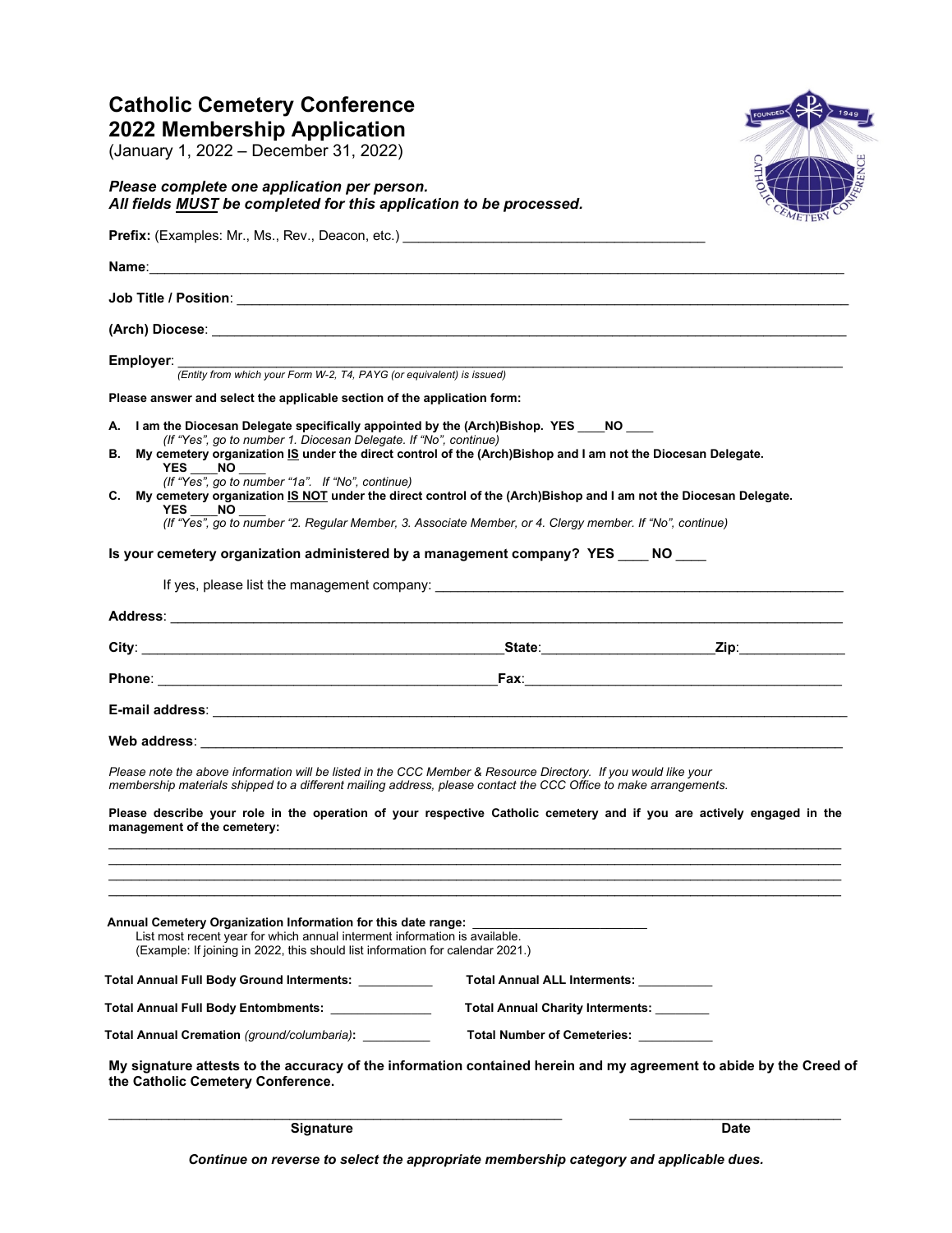# Catholic Cemetery Conference
# 2022 Membership Application

(January 1, 2022 – December 31, 2022)

***Please complete one application per person.***
***All fields MUST be completed for this application to be processed.***

**Prefix:** (Examples: Mr., Ms., Rev., Deacon, etc.) ______________________________________

**Name**: ______________________________________________________________________________

**Job Title / Position**: ______________________________________________________________

**(Arch) Diocese**: ___________________________________________________________________

**Employer**: _________________________________________________________________________
*(Entity from which your Form W-2, T4, PAYG (or equivalent) is issued)*

**Please answer and select the applicable section of the application form:**

**A. I am the Diocesan Delegate specifically appointed by the (Arch)Bishop. YES ____NO ____**
*(If "Yes", go to number 1. Diocesan Delegate. If "No", continue)*

**B. My cemetery organization IS under the direct control of the (Arch)Bishop and I am not the Diocesan Delegate. YES ____NO ____**
*(If "Yes", go to number "1a". If "No", continue)*

**C. My cemetery organization IS NOT under the direct control of the (Arch)Bishop and I am not the Diocesan Delegate. YES ____NO ____**
*(If "Yes", go to number "2. Regular Member, 3. Associate Member, or 4. Clergy member. If "No", continue)*

**Is your cemetery organization administered by a management company? YES ____ NO ____**

If yes, please list the management company: ______________________________________________

**Address**: ___________________________________________________________________________

**City**: ________________________________ **State**: ____________________ **Zip**: ______________

**Phone**: ______________________________________ **Fax**: __________________________________

**E-mail address**: ______________________________________________________________________

**Web address**: ________________________________________________________________________

*Please note the above information will be listed in the CCC Member & Resource Directory. If you would like your membership materials shipped to a different mailing address, please contact the CCC Office to make arrangements.*

**Please describe your role in the operation of your respective Catholic cemetery and if you are actively engaged in the management of the cemetery:**

_______________________________________________________________________________________
_______________________________________________________________________________________
_______________________________________________________________________________________
_______________________________________________________________________________________

**Annual Cemetery Organization Information for this date range:** __________________________
List most recent year for which annual interment information is available.
(Example: If joining in 2022, this should list information for calendar 2021.)

**Total Annual Full Body Ground Interments:** ___________ **Total Annual ALL Interments:** ___________

**Total Annual Full Body Entombments:** _______________ **Total Annual Charity Interments:** ________

**Total Annual Cremation** *(ground/columbaria)***:** __________ **Total Number of Cemeteries:** ___________

**My signature attests to the accuracy of the information contained herein and my agreement to abide by the Creed of the Catholic Cemetery Conference.**

_______________________________________________ ______________________________
**Signature** **Date**

***Continue on reverse to select the appropriate membership category and applicable dues.***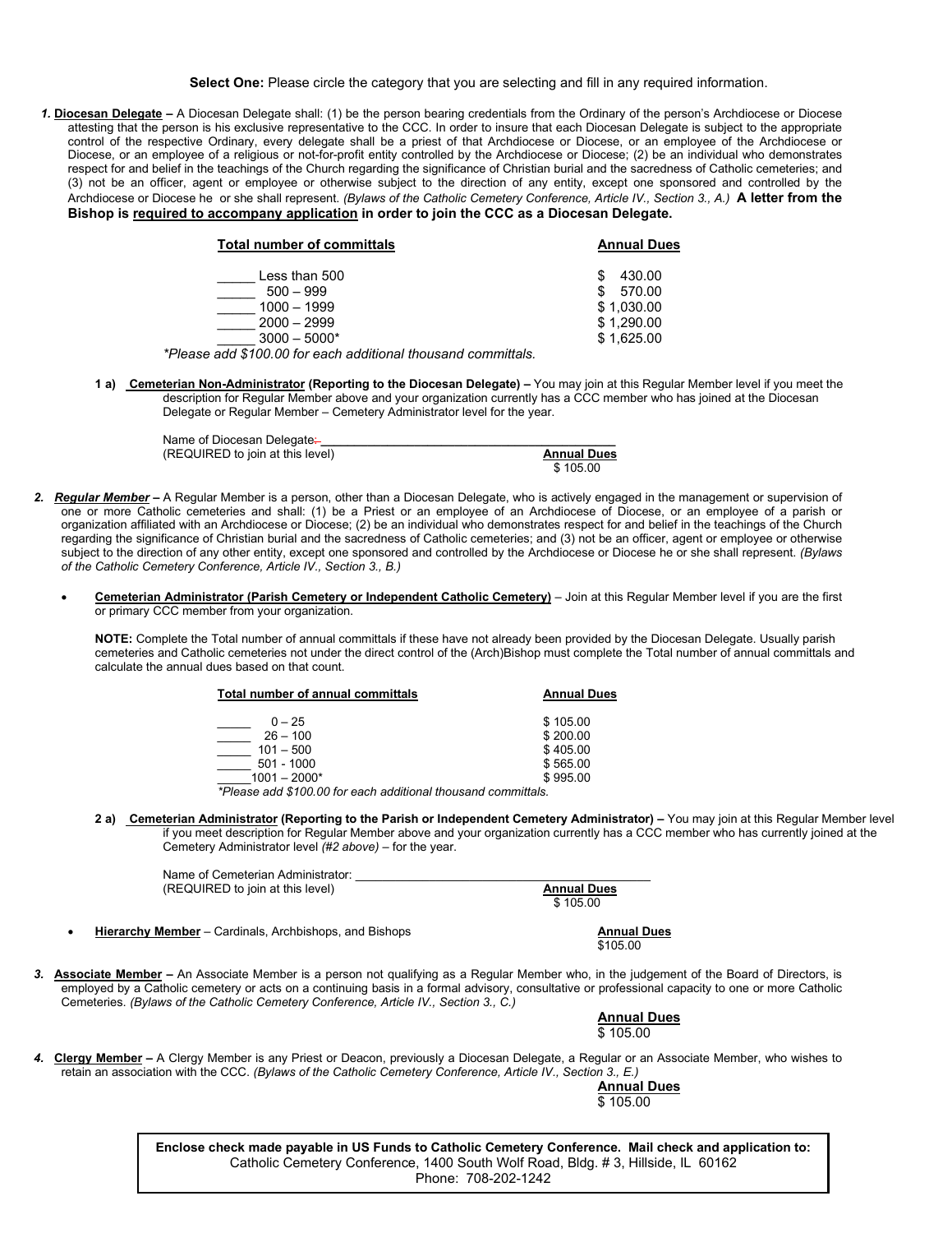**Select One:** Please circle the category that you are selecting and fill in any required information.

*1.* **Diocesan Delegate –** A Diocesan Delegate shall: (1) be the person bearing credentials from the Ordinary of the person's Archdiocese or Diocese attesting that the person is his exclusive representative to the CCC. In order to insure that each Diocesan Delegate is subject to the appropriate control of the respective Ordinary, every delegate shall be a priest of that Archdiocese or Diocese, or an employee of the Archdiocese or Diocese, or an employee of a religious or not-for-profit entity controlled by the Archdiocese or Diocese; (2) be an individual who demonstrates respect for and belief in the teachings of the Church regarding the significance of Christian burial and the sacredness of Catholic cemeteries; and (3) not be an officer, agent or employee or otherwise subject to the direction of any entity, except one sponsored and controlled by the Archdiocese or Diocese he or she shall represent. *(Bylaws of the Catholic Cemetery Conference, Article IV., Section 3., A.)* **A letter from the Bishop is required to accompany application in order to join the CCC as a Diocesan Delegate.**

| Total number of committals | Annual Dues |
|---|---|
| _____ Less than 500 | $ 430.00 |
| _____ 500 – 999 | $ 570.00 |
| _____ 1000 – 1999 | $ 1,030.00 |
| _____ 2000 – 2999 | $ 1,290.00 |
| _____ 3000 – 5000* | $ 1,625.00 |

*\*Please add $100.00 for each additional thousand committals.*

**1 a) Cemeterian Non-Administrator (Reporting to the Diocesan Delegate) –** You may join at this Regular Member level if you meet the description for Regular Member above and your organization currently has a CCC member who has joined at the Diocesan Delegate or Regular Member – Cemetery Administrator level for the year.

Name of Diocesan Delegate: ______________________________
(REQUIRED to join at this level)

**Annual Dues**
$ 105.00

*2.* ***Regular Member*** **–** A Regular Member is a person, other than a Diocesan Delegate, who is actively engaged in the management or supervision of one or more Catholic cemeteries and shall: (1) be a Priest or an employee of an Archdiocese of Diocese, or an employee of a parish or organization affiliated with an Archdiocese or Diocese; (2) be an individual who demonstrates respect for and belief in the teachings of the Church regarding the significance of Christian burial and the sacredness of Catholic cemeteries; and (3) not be an officer, agent or employee or otherwise subject to the direction of any other entity, except one sponsored and controlled by the Archdiocese or Diocese he or she shall represent. *(Bylaws of the Catholic Cemetery Conference, Article IV., Section 3., B.)*

- **Cemeterian Administrator (Parish Cemetery or Independent Catholic Cemetery)** – Join at this Regular Member level if you are the first or primary CCC member from your organization.

**NOTE:** Complete the Total number of annual committals if these have not already been provided by the Diocesan Delegate. Usually parish cemeteries and Catholic cemeteries not under the direct control of the (Arch)Bishop must complete the Total number of annual committals and calculate the annual dues based on that count.

| Total number of annual committals | Annual Dues |
|---|---|
| _____ 0 – 25 | $ 105.00 |
| _____ 26 – 100 | $ 200.00 |
| _____ 101 – 500 | $ 405.00 |
| _____ 501 - 1000 | $ 565.00 |
| _____ 1001 – 2000* | $ 995.00 |

*\*Please add $100.00 for each additional thousand committals.*

**2 a) Cemeterian Administrator (Reporting to the Parish or Independent Cemetery Administrator) –** You may join at this Regular Member level if you meet description for Regular Member above and your organization currently has a CCC member who has currently joined at the Cemetery Administrator level *(#2 above)* – for the year.

Name of Cemeterian Administrator: ______________________________
(REQUIRED to join at this level)

**Annual Dues**
$ 105.00

- **Hierarchy Member** – Cardinals, Archbishops, and Bishops

**Annual Dues**
$105.00

*3.* **Associate Member –** An Associate Member is a person not qualifying as a Regular Member who, in the judgement of the Board of Directors, is employed by a Catholic cemetery or acts on a continuing basis in a formal advisory, consultative or professional capacity to one or more Catholic Cemeteries. *(Bylaws of the Catholic Cemetery Conference, Article IV., Section 3., C.)*

**Annual Dues**
$ 105.00

*4.* **Clergy Member –** A Clergy Member is any Priest or Deacon, previously a Diocesan Delegate, a Regular or an Associate Member, who wishes to retain an association with the CCC. *(Bylaws of the Catholic Cemetery Conference, Article IV., Section 3., E.)*

**Annual Dues**
$ 105.00

**Enclose check made payable in US Funds to Catholic Cemetery Conference. Mail check and application to:**
Catholic Cemetery Conference, 1400 South Wolf Road, Bldg. # 3, Hillside, IL 60162
Phone: 708-202-1242